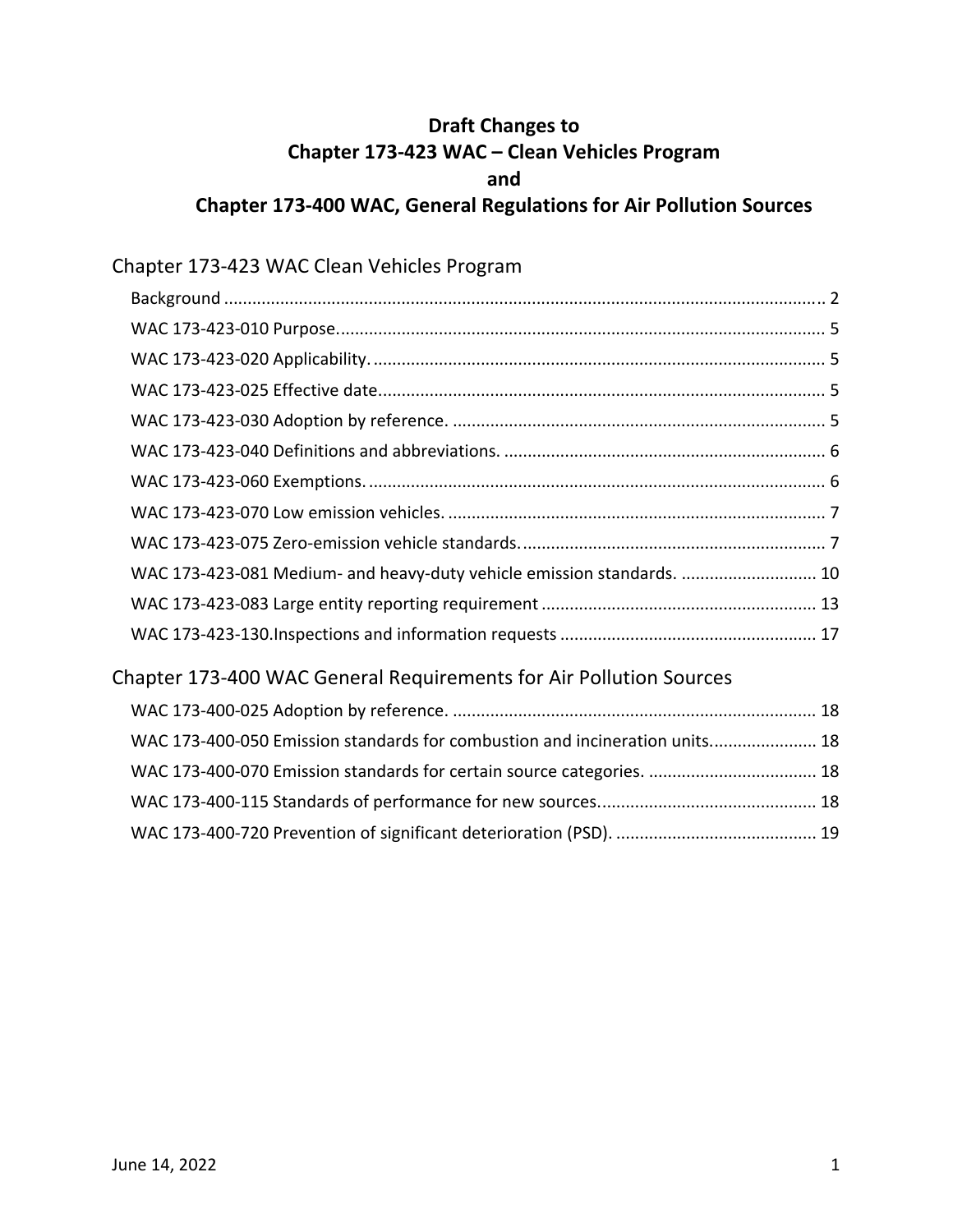# Draft Changes to Chapter 173-423 WAC – Clean Vehicles Program and Chapter 173-400 WAC, General Regulations for Air Pollution Sources

## Chapter 173-423 WAC Clean Vehicles Program

- Background ........................................................ 2
- WAC 173-423-010 Purpose. ........................................................ 5
- WAC 173-423-020 Applicability. ........................................................ 5
- WAC 173-423-025 Effective date ........................................................ 5
- WAC 173-423-030 Adoption by reference. ........................................................ 5
- WAC 173-423-040 Definitions and abbreviations. ........................................................ 6
- WAC 173-423-060 Exemptions. ........................................................ 6
- WAC 173-423-070 Low emission vehicles. ........................................................ 7
- WAC 173-423-075 Zero-emission vehicle standards. ........................................................ 7
- WAC 173-423-081 Medium- and heavy-duty vehicle emission standards. ........................................................ 10
- WAC 173-423-083 Large entity reporting requirement ........................................................ 13
- WAC 173-423-130.Inspections and information requests ........................................................ 17

## Chapter 173-400 WAC General Requirements for Air Pollution Sources

- WAC 173-400-025 Adoption by reference. ........................................................ 18
- WAC 173-400-050 Emission standards for combustion and incineration units. ........................................................ 18
- WAC 173-400-070 Emission standards for certain source categories. ........................................................ 18
- WAC 173-400-115 Standards of performance for new sources. ........................................................ 18
- WAC 173-400-720 Prevention of significant deterioration (PSD). ........................................................ 19

June 14, 2022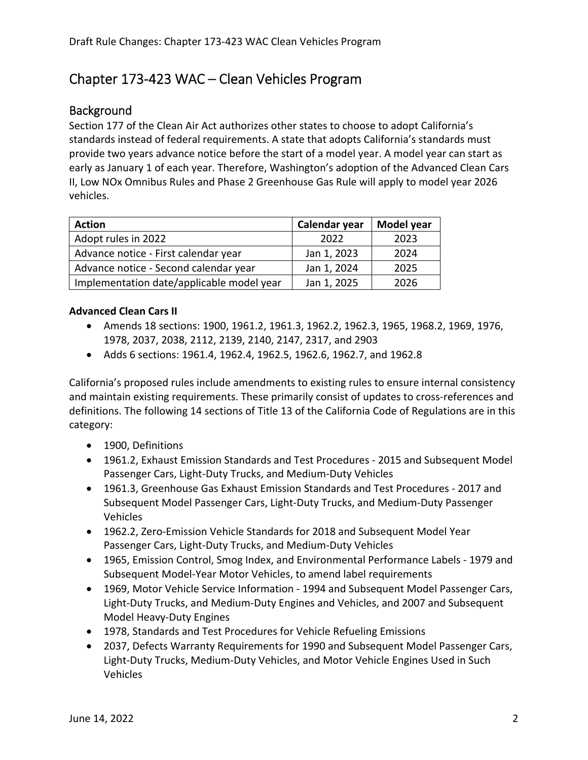# Chapter 173-423 WAC – Clean Vehicles Program

## Background

Section 177 of the Clean Air Act authorizes other states to choose to adopt California's standards instead of federal requirements. A state that adopts California's standards must provide two years advance notice before the start of a model year. A model year can start as early as January 1 of each year. Therefore, Washington's adoption of the Advanced Clean Cars II, Low NOx Omnibus Rules and Phase 2 Greenhouse Gas Rule will apply to model year 2026 vehicles.

| Action | Calendar year | Model year |
|---|---|---|
| Adopt rules in 2022 | 2022 | 2023 |
| Advance notice - First calendar year | Jan 1, 2023 | 2024 |
| Advance notice - Second calendar year | Jan 1, 2024 | 2025 |
| Implementation date/applicable model year | Jan 1, 2025 | 2026 |

**Advanced Clean Cars II**

- Amends 18 sections: 1900, 1961.2, 1961.3, 1962.2, 1962.3, 1965, 1968.2, 1969, 1976, 1978, 2037, 2038, 2112, 2139, 2140, 2147, 2317, and 2903
- Adds 6 sections: 1961.4, 1962.4, 1962.5, 1962.6, 1962.7, and 1962.8

California's proposed rules include amendments to existing rules to ensure internal consistency and maintain existing requirements. These primarily consist of updates to cross-references and definitions. The following 14 sections of Title 13 of the California Code of Regulations are in this category:

- 1900, Definitions
- 1961.2, Exhaust Emission Standards and Test Procedures - 2015 and Subsequent Model Passenger Cars, Light-Duty Trucks, and Medium-Duty Vehicles
- 1961.3, Greenhouse Gas Exhaust Emission Standards and Test Procedures - 2017 and Subsequent Model Passenger Cars, Light-Duty Trucks, and Medium-Duty Passenger Vehicles
- 1962.2, Zero-Emission Vehicle Standards for 2018 and Subsequent Model Year Passenger Cars, Light-Duty Trucks, and Medium-Duty Vehicles
- 1965, Emission Control, Smog Index, and Environmental Performance Labels - 1979 and Subsequent Model-Year Motor Vehicles, to amend label requirements
- 1969, Motor Vehicle Service Information - 1994 and Subsequent Model Passenger Cars, Light-Duty Trucks, and Medium-Duty Engines and Vehicles, and 2007 and Subsequent Model Heavy-Duty Engines
- 1978, Standards and Test Procedures for Vehicle Refueling Emissions
- 2037, Defects Warranty Requirements for 1990 and Subsequent Model Passenger Cars, Light-Duty Trucks, Medium-Duty Vehicles, and Motor Vehicle Engines Used in Such Vehicles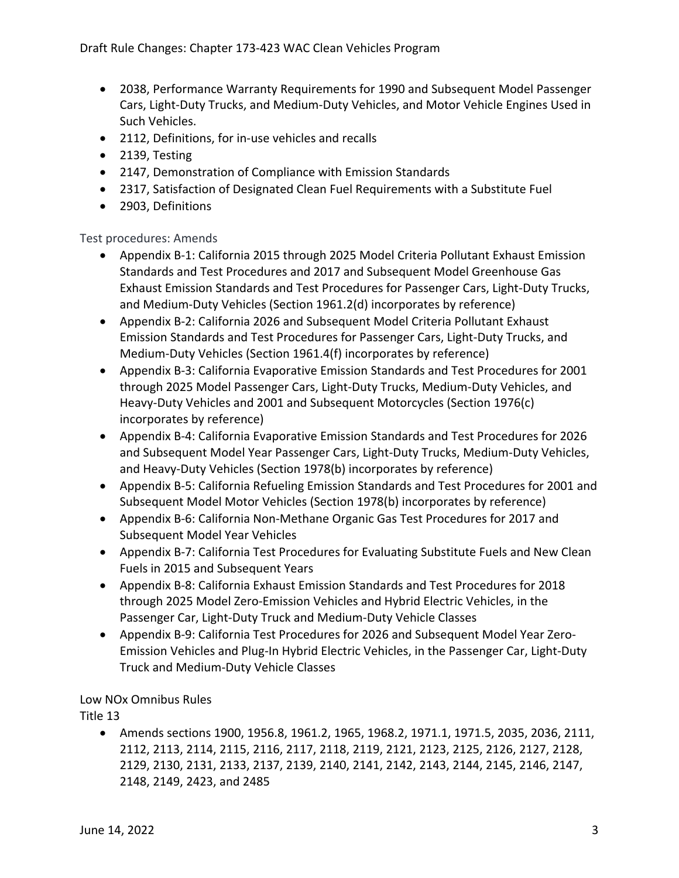- 2038, Performance Warranty Requirements for 1990 and Subsequent Model Passenger Cars, Light-Duty Trucks, and Medium-Duty Vehicles, and Motor Vehicle Engines Used in Such Vehicles.
- 2112, Definitions, for in-use vehicles and recalls
- 2139, Testing
- 2147, Demonstration of Compliance with Emission Standards
- 2317, Satisfaction of Designated Clean Fuel Requirements with a Substitute Fuel
- 2903, Definitions

### Test procedures: Amends

- Appendix B-1: California 2015 through 2025 Model Criteria Pollutant Exhaust Emission Standards and Test Procedures and 2017 and Subsequent Model Greenhouse Gas Exhaust Emission Standards and Test Procedures for Passenger Cars, Light-Duty Trucks, and Medium-Duty Vehicles (Section 1961.2(d) incorporates by reference)
- Appendix B-2: California 2026 and Subsequent Model Criteria Pollutant Exhaust Emission Standards and Test Procedures for Passenger Cars, Light-Duty Trucks, and Medium-Duty Vehicles (Section 1961.4(f) incorporates by reference)
- Appendix B-3: California Evaporative Emission Standards and Test Procedures for 2001 through 2025 Model Passenger Cars, Light-Duty Trucks, Medium-Duty Vehicles, and Heavy-Duty Vehicles and 2001 and Subsequent Motorcycles (Section 1976(c) incorporates by reference)
- Appendix B-4: California Evaporative Emission Standards and Test Procedures for 2026 and Subsequent Model Year Passenger Cars, Light-Duty Trucks, Medium-Duty Vehicles, and Heavy-Duty Vehicles (Section 1978(b) incorporates by reference)
- Appendix B-5: California Refueling Emission Standards and Test Procedures for 2001 and Subsequent Model Motor Vehicles (Section 1978(b) incorporates by reference)
- Appendix B-6: California Non-Methane Organic Gas Test Procedures for 2017 and Subsequent Model Year Vehicles
- Appendix B-7: California Test Procedures for Evaluating Substitute Fuels and New Clean Fuels in 2015 and Subsequent Years
- Appendix B-8: California Exhaust Emission Standards and Test Procedures for 2018 through 2025 Model Zero-Emission Vehicles and Hybrid Electric Vehicles, in the Passenger Car, Light-Duty Truck and Medium-Duty Vehicle Classes
- Appendix B-9: California Test Procedures for 2026 and Subsequent Model Year Zero-Emission Vehicles and Plug-In Hybrid Electric Vehicles, in the Passenger Car, Light-Duty Truck and Medium-Duty Vehicle Classes

Low NOx Omnibus Rules

Title 13

- Amends sections 1900, 1956.8, 1961.2, 1965, 1968.2, 1971.1, 1971.5, 2035, 2036, 2111, 2112, 2113, 2114, 2115, 2116, 2117, 2118, 2119, 2121, 2123, 2125, 2126, 2127, 2128, 2129, 2130, 2131, 2133, 2137, 2139, 2140, 2141, 2142, 2143, 2144, 2145, 2146, 2147, 2148, 2149, 2423, and 2485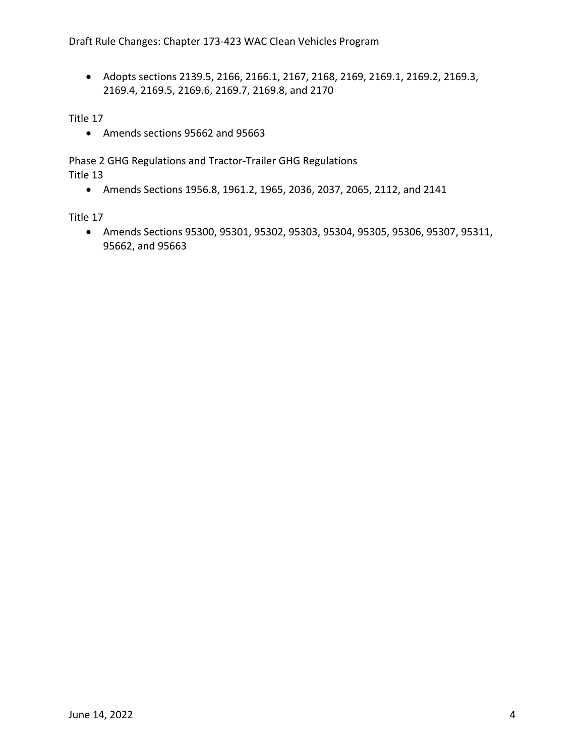- Adopts sections 2139.5, 2166, 2166.1, 2167, 2168, 2169, 2169.1, 2169.2, 2169.3, 2169.4, 2169.5, 2169.6, 2169.7, 2169.8, and 2170

Title 17

- Amends sections 95662 and 95663

Phase 2 GHG Regulations and Tractor-Trailer GHG Regulations

Title 13

- Amends Sections 1956.8, 1961.2, 1965, 2036, 2037, 2065, 2112, and 2141

Title 17

- Amends Sections 95300, 95301, 95302, 95303, 95304, 95305, 95306, 95307, 95311, 95662, and 95663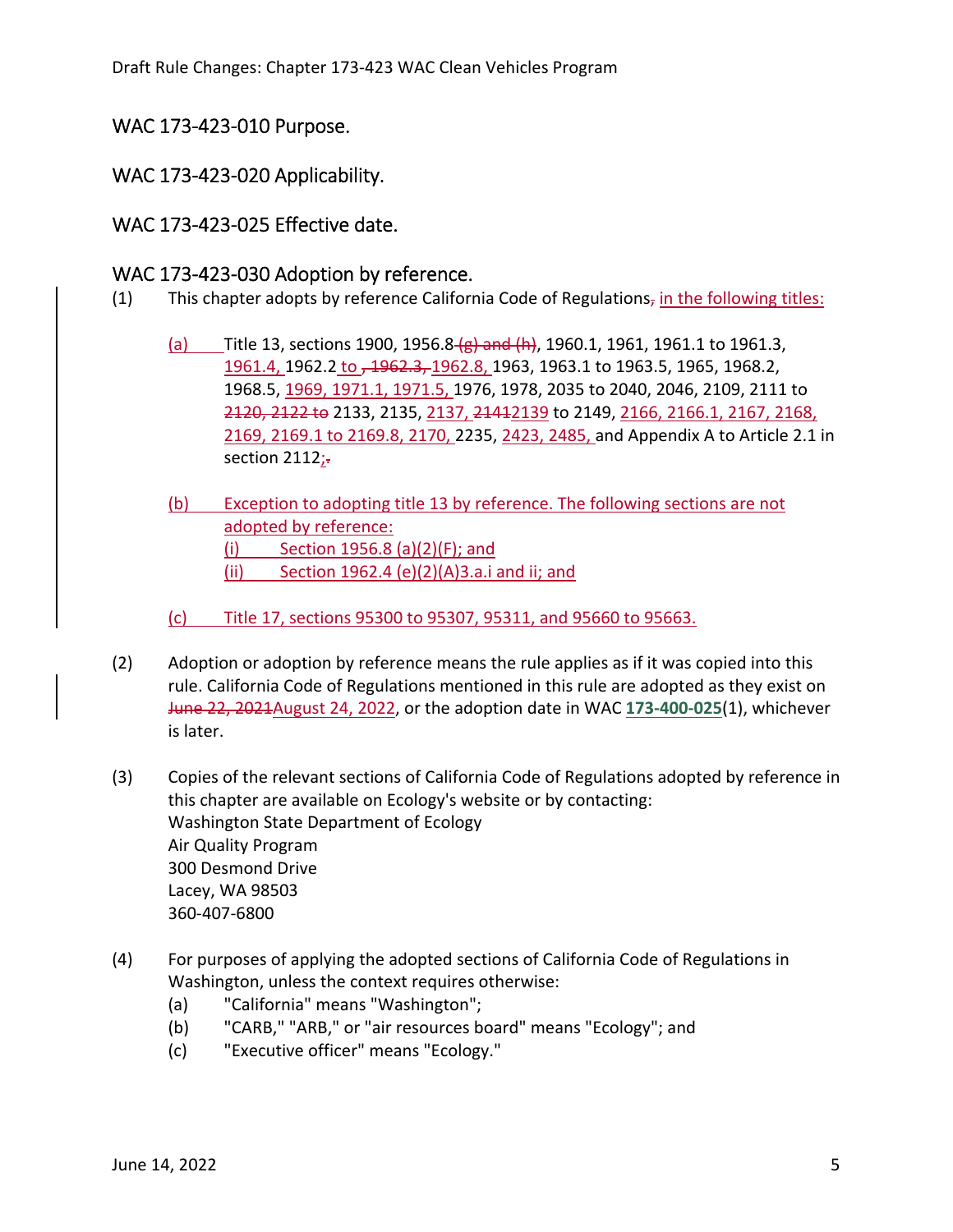## WAC 173-423-010 Purpose.

## WAC 173-423-020 Applicability.

## WAC 173-423-025 Effective date.

## WAC 173-423-030 Adoption by reference.

(1) This chapter adopts by reference California Code of Regulations~~,~~ <u>in the following titles:</u>

<u>(a)</u> Title 13, sections 1900, 1956.8 ~~(g) and (h)~~, 1960.1, 1961, 1961.1 to 1961.3, <u>1961.4,</u> 1962.2 <u>to</u> ~~, 1962.3,~~ <u>1962.8,</u> 1963, 1963.1 to 1963.5, 1965, 1968.2, 1968.5, <u>1969, 1971.1, 1971.5,</u> 1976, 1978, 2035 to 2040, 2046, 2109, 2111 to ~~2120, 2122 to~~ 2133, 2135, <u>2137,</u> ~~2141~~<u>2139</u> to 2149, <u>2166, 2166.1, 2167, 2168, 2169, 2169.1 to 2169.8, 2170,</u> 2235, <u>2423, 2485,</u> and Appendix A to Article 2.1 in section 2112<u>;</u>~~.~~

<u>(b) Exception to adopting title 13 by reference. The following sections are not adopted by reference:</u>

<u>(i) Section 1956.8 (a)(2)(F); and</u>

<u>(ii) Section 1962.4 (e)(2)(A)3.a.i and ii; and</u>

<u>(c) Title 17, sections 95300 to 95307, 95311, and 95660 to 95663.</u>

(2) Adoption or adoption by reference means the rule applies as if it was copied into this rule. California Code of Regulations mentioned in this rule are adopted as they exist on ~~June 22, 2021~~<u>August 24, 2022</u>, or the adoption date in WAC **173-400-025**(1), whichever is later.

(3) Copies of the relevant sections of California Code of Regulations adopted by reference in this chapter are available on Ecology's website or by contacting:
Washington State Department of Ecology
Air Quality Program
300 Desmond Drive
Lacey, WA 98503
360-407-6800

(4) For purposes of applying the adopted sections of California Code of Regulations in Washington, unless the context requires otherwise:

(a) "California" means "Washington";

(b) "CARB," "ARB," or "air resources board" means "Ecology"; and

(c) "Executive officer" means "Ecology."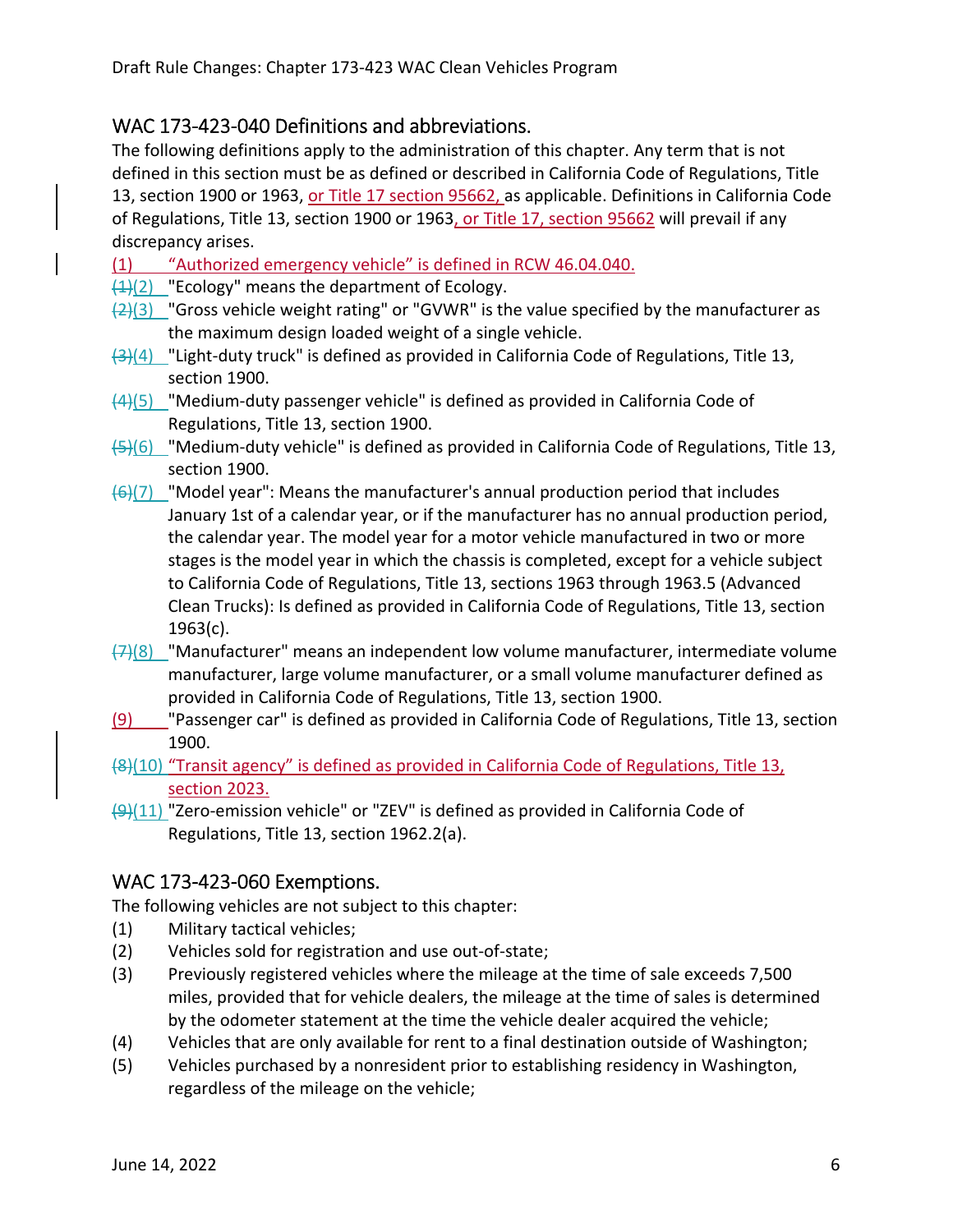## WAC 173-423-040 Definitions and abbreviations.

The following definitions apply to the administration of this chapter. Any term that is not defined in this section must be as defined or described in California Code of Regulations, Title 13, section 1900 or 1963, or Title 17 section 95662, as applicable. Definitions in California Code of Regulations, Title 13, section 1900 or 1963, or Title 17, section 95662 will prevail if any discrepancy arises.

(1) "Authorized emergency vehicle" is defined in RCW 46.04.040.

~~(1)~~(2) "Ecology" means the department of Ecology.

~~(2)~~(3) "Gross vehicle weight rating" or "GVWR" is the value specified by the manufacturer as the maximum design loaded weight of a single vehicle.

~~(3)~~(4) "Light-duty truck" is defined as provided in California Code of Regulations, Title 13, section 1900.

~~(4)~~(5) "Medium-duty passenger vehicle" is defined as provided in California Code of Regulations, Title 13, section 1900.

~~(5)~~(6) "Medium-duty vehicle" is defined as provided in California Code of Regulations, Title 13, section 1900.

~~(6)~~(7) "Model year": Means the manufacturer's annual production period that includes January 1st of a calendar year, or if the manufacturer has no annual production period, the calendar year. The model year for a motor vehicle manufactured in two or more stages is the model year in which the chassis is completed, except for a vehicle subject to California Code of Regulations, Title 13, sections 1963 through 1963.5 (Advanced Clean Trucks): Is defined as provided in California Code of Regulations, Title 13, section 1963(c).

~~(7)~~(8) "Manufacturer" means an independent low volume manufacturer, intermediate volume manufacturer, large volume manufacturer, or a small volume manufacturer defined as provided in California Code of Regulations, Title 13, section 1900.

(9) "Passenger car" is defined as provided in California Code of Regulations, Title 13, section 1900.

~~(8)~~(10) "Transit agency" is defined as provided in California Code of Regulations, Title 13, section 2023.

~~(9)~~(11) "Zero-emission vehicle" or "ZEV" is defined as provided in California Code of Regulations, Title 13, section 1962.2(a).

## WAC 173-423-060 Exemptions.

The following vehicles are not subject to this chapter:

(1) Military tactical vehicles;

(2) Vehicles sold for registration and use out-of-state;

(3) Previously registered vehicles where the mileage at the time of sale exceeds 7,500 miles, provided that for vehicle dealers, the mileage at the time of sales is determined by the odometer statement at the time the vehicle dealer acquired the vehicle;

(4) Vehicles that are only available for rent to a final destination outside of Washington;

(5) Vehicles purchased by a nonresident prior to establishing residency in Washington, regardless of the mileage on the vehicle;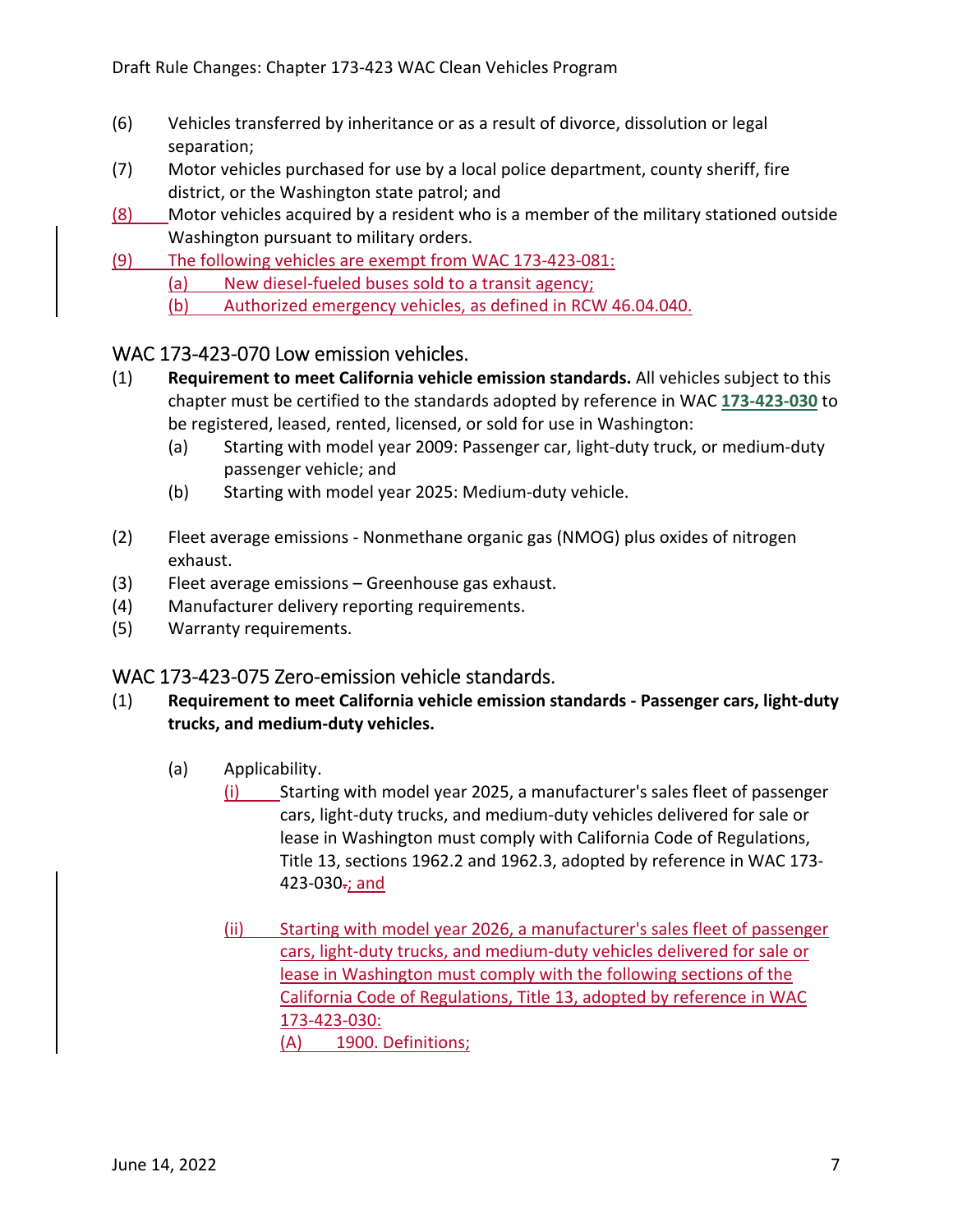(6) Vehicles transferred by inheritance or as a result of divorce, dissolution or legal separation;

(7) Motor vehicles purchased for use by a local police department, county sheriff, fire district, or the Washington state patrol; and

(8) Motor vehicles acquired by a resident who is a member of the military stationed outside Washington pursuant to military orders.

(9) The following vehicles are exempt from WAC 173-423-081:

- (a) New diesel-fueled buses sold to a transit agency;
- (b) Authorized emergency vehicles, as defined in RCW 46.04.040.

## WAC 173-423-070 Low emission vehicles.

(1) **Requirement to meet California vehicle emission standards.** All vehicles subject to this chapter must be certified to the standards adopted by reference in WAC **173-423-030** to be registered, leased, rented, licensed, or sold for use in Washington:

- (a) Starting with model year 2009: Passenger car, light-duty truck, or medium-duty passenger vehicle; and
- (b) Starting with model year 2025: Medium-duty vehicle.

(2) Fleet average emissions - Nonmethane organic gas (NMOG) plus oxides of nitrogen exhaust.

(3) Fleet average emissions – Greenhouse gas exhaust.

(4) Manufacturer delivery reporting requirements.

(5) Warranty requirements.

## WAC 173-423-075 Zero-emission vehicle standards.

(1) **Requirement to meet California vehicle emission standards - Passenger cars, light-duty trucks, and medium-duty vehicles.**

- (a) Applicability.
  - (i) Starting with model year 2025, a manufacturer's sales fleet of passenger cars, light-duty trucks, and medium-duty vehicles delivered for sale or lease in Washington must comply with California Code of Regulations, Title 13, sections 1962.2 and 1962.3, adopted by reference in WAC 173-423-030~~.~~; and
  - (ii) Starting with model year 2026, a manufacturer's sales fleet of passenger cars, light-duty trucks, and medium-duty vehicles delivered for sale or lease in Washington must comply with the following sections of the California Code of Regulations, Title 13, adopted by reference in WAC 173-423-030:
    - (A) 1900. Definitions;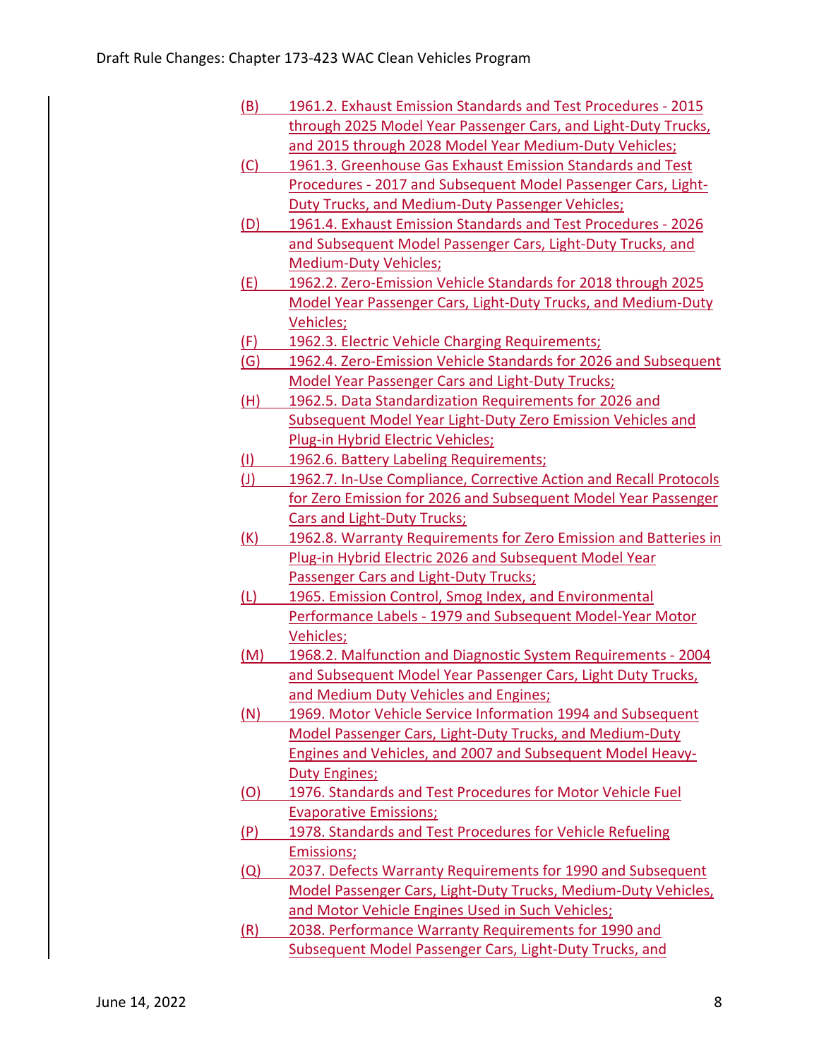(B) 1961.2. Exhaust Emission Standards and Test Procedures - 2015 through 2025 Model Year Passenger Cars, and Light-Duty Trucks, and 2015 through 2028 Model Year Medium-Duty Vehicles;

(C) 1961.3. Greenhouse Gas Exhaust Emission Standards and Test Procedures - 2017 and Subsequent Model Passenger Cars, Light-Duty Trucks, and Medium-Duty Passenger Vehicles;

(D) 1961.4. Exhaust Emission Standards and Test Procedures - 2026 and Subsequent Model Passenger Cars, Light-Duty Trucks, and Medium-Duty Vehicles;

(E) 1962.2. Zero-Emission Vehicle Standards for 2018 through 2025 Model Year Passenger Cars, Light-Duty Trucks, and Medium-Duty Vehicles;

(F) 1962.3. Electric Vehicle Charging Requirements;

(G) 1962.4. Zero-Emission Vehicle Standards for 2026 and Subsequent Model Year Passenger Cars and Light-Duty Trucks;

(H) 1962.5. Data Standardization Requirements for 2026 and Subsequent Model Year Light-Duty Zero Emission Vehicles and Plug-in Hybrid Electric Vehicles;

(I) 1962.6. Battery Labeling Requirements;

(J) 1962.7. In-Use Compliance, Corrective Action and Recall Protocols for Zero Emission for 2026 and Subsequent Model Year Passenger Cars and Light-Duty Trucks;

(K) 1962.8. Warranty Requirements for Zero Emission and Batteries in Plug-in Hybrid Electric 2026 and Subsequent Model Year Passenger Cars and Light-Duty Trucks;

(L) 1965. Emission Control, Smog Index, and Environmental Performance Labels - 1979 and Subsequent Model-Year Motor Vehicles;

(M) 1968.2. Malfunction and Diagnostic System Requirements - 2004 and Subsequent Model Year Passenger Cars, Light Duty Trucks, and Medium Duty Vehicles and Engines;

(N) 1969. Motor Vehicle Service Information 1994 and Subsequent Model Passenger Cars, Light-Duty Trucks, and Medium-Duty Engines and Vehicles, and 2007 and Subsequent Model Heavy-Duty Engines;

(O) 1976. Standards and Test Procedures for Motor Vehicle Fuel Evaporative Emissions;

(P) 1978. Standards and Test Procedures for Vehicle Refueling Emissions;

(Q) 2037. Defects Warranty Requirements for 1990 and Subsequent Model Passenger Cars, Light-Duty Trucks, Medium-Duty Vehicles, and Motor Vehicle Engines Used in Such Vehicles;

(R) 2038. Performance Warranty Requirements for 1990 and Subsequent Model Passenger Cars, Light-Duty Trucks, and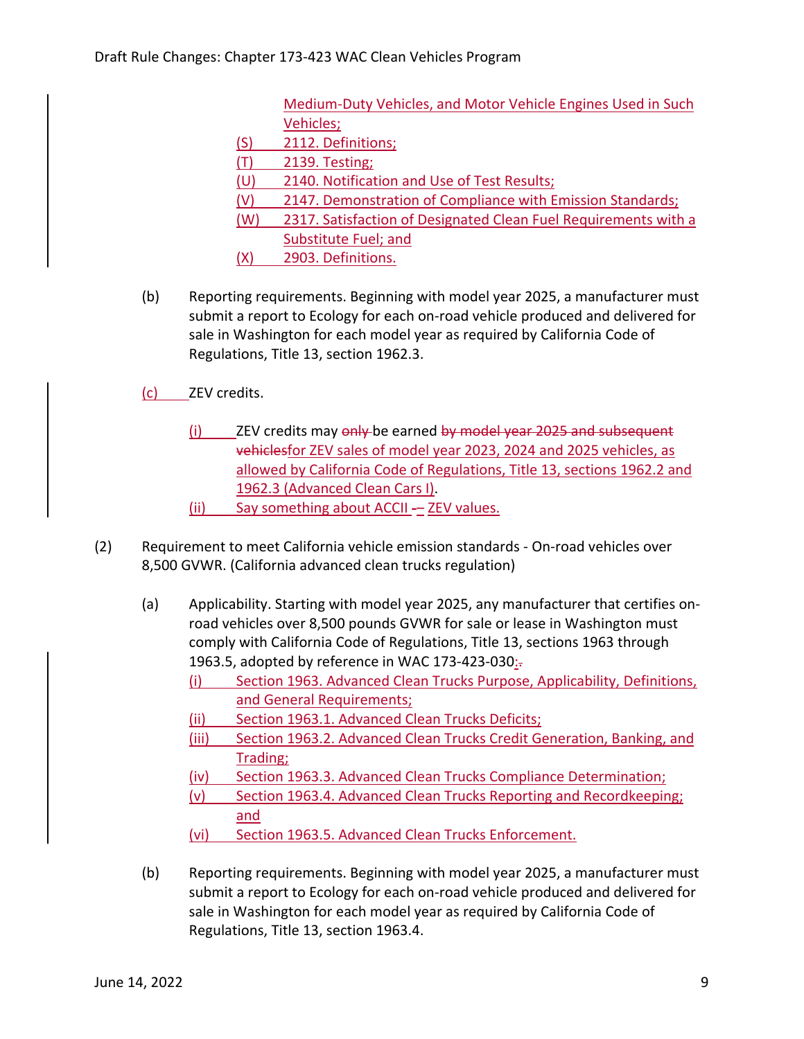Medium-Duty Vehicles, and Motor Vehicle Engines Used in Such Vehicles;

(S) 2112. Definitions;

(T) 2139. Testing;

(U) 2140. Notification and Use of Test Results;

(V) 2147. Demonstration of Compliance with Emission Standards;

(W) 2317. Satisfaction of Designated Clean Fuel Requirements with a Substitute Fuel; and

(X) 2903. Definitions.

(b) Reporting requirements. Beginning with model year 2025, a manufacturer must submit a report to Ecology for each on-road vehicle produced and delivered for sale in Washington for each model year as required by California Code of Regulations, Title 13, section 1962.3.

(c) ZEV credits.

(i) ZEV credits may ~~only~~ be earned ~~by model year 2025 and subsequent vehicles~~for ZEV sales of model year 2023, 2024 and 2025 vehicles, as allowed by California Code of Regulations, Title 13, sections 1962.2 and 1962.3 (Advanced Clean Cars I).

(ii) Say something about ACCII ~~-~~– ZEV values.

(2) Requirement to meet California vehicle emission standards - On-road vehicles over 8,500 GVWR. (California advanced clean trucks regulation)

(a) Applicability. Starting with model year 2025, any manufacturer that certifies on-road vehicles over 8,500 pounds GVWR for sale or lease in Washington must comply with California Code of Regulations, Title 13, sections 1963 through 1963.5, adopted by reference in WAC 173-423-030:~~.~~

(i) Section 1963. Advanced Clean Trucks Purpose, Applicability, Definitions, and General Requirements;

(ii) Section 1963.1. Advanced Clean Trucks Deficits;

(iii) Section 1963.2. Advanced Clean Trucks Credit Generation, Banking, and Trading;

(iv) Section 1963.3. Advanced Clean Trucks Compliance Determination;

(v) Section 1963.4. Advanced Clean Trucks Reporting and Recordkeeping; and

(vi) Section 1963.5. Advanced Clean Trucks Enforcement.

(b) Reporting requirements. Beginning with model year 2025, a manufacturer must submit a report to Ecology for each on-road vehicle produced and delivered for sale in Washington for each model year as required by California Code of Regulations, Title 13, section 1963.4.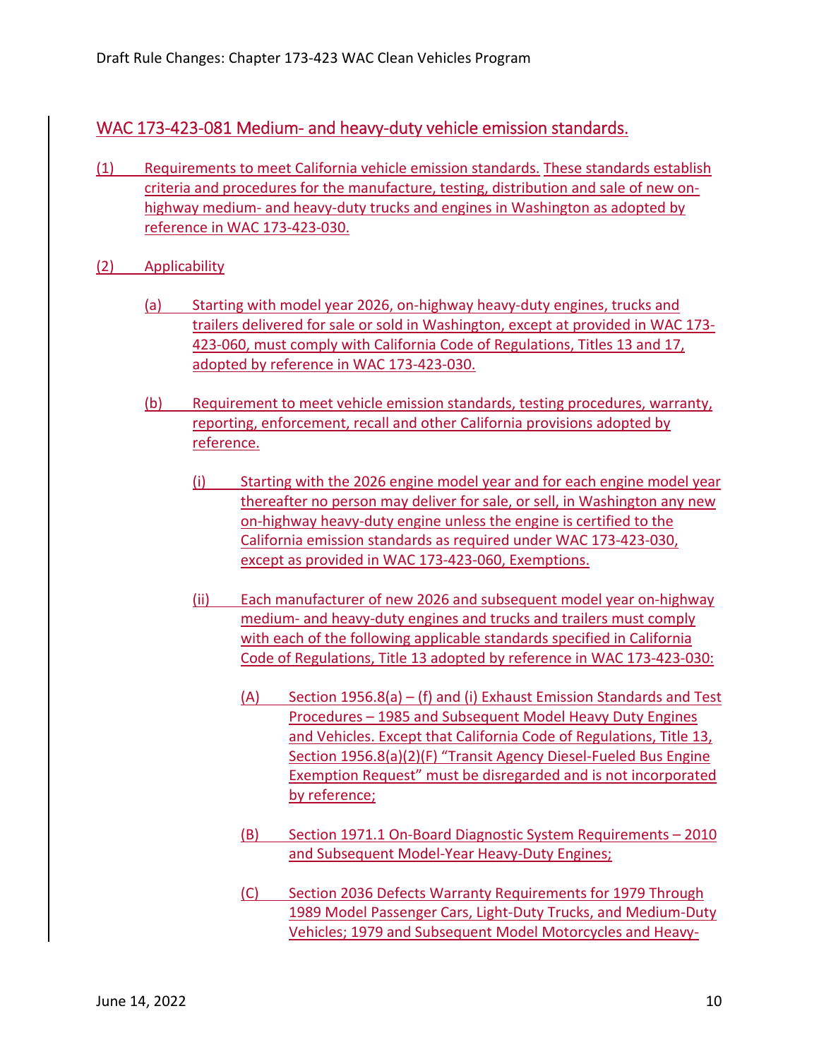## WAC 173-423-081 Medium- and heavy-duty vehicle emission standards.

(1) Requirements to meet California vehicle emission standards. These standards establish criteria and procedures for the manufacture, testing, distribution and sale of new on-highway medium- and heavy-duty trucks and engines in Washington as adopted by reference in WAC 173-423-030.

(2) Applicability

(a) Starting with model year 2026, on-highway heavy-duty engines, trucks and trailers delivered for sale or sold in Washington, except at provided in WAC 173-423-060, must comply with California Code of Regulations, Titles 13 and 17, adopted by reference in WAC 173-423-030.

(b) Requirement to meet vehicle emission standards, testing procedures, warranty, reporting, enforcement, recall and other California provisions adopted by reference.

(i) Starting with the 2026 engine model year and for each engine model year thereafter no person may deliver for sale, or sell, in Washington any new on-highway heavy-duty engine unless the engine is certified to the California emission standards as required under WAC 173-423-030, except as provided in WAC 173-423-060, Exemptions.

(ii) Each manufacturer of new 2026 and subsequent model year on-highway medium- and heavy-duty engines and trucks and trailers must comply with each of the following applicable standards specified in California Code of Regulations, Title 13 adopted by reference in WAC 173-423-030:

(A) Section 1956.8(a) – (f) and (i) Exhaust Emission Standards and Test Procedures – 1985 and Subsequent Model Heavy Duty Engines and Vehicles. Except that California Code of Regulations, Title 13, Section 1956.8(a)(2)(F) "Transit Agency Diesel-Fueled Bus Engine Exemption Request" must be disregarded and is not incorporated by reference;

(B) Section 1971.1 On-Board Diagnostic System Requirements – 2010 and Subsequent Model-Year Heavy-Duty Engines;

(C) Section 2036 Defects Warranty Requirements for 1979 Through 1989 Model Passenger Cars, Light-Duty Trucks, and Medium-Duty Vehicles; 1979 and Subsequent Model Motorcycles and Heavy-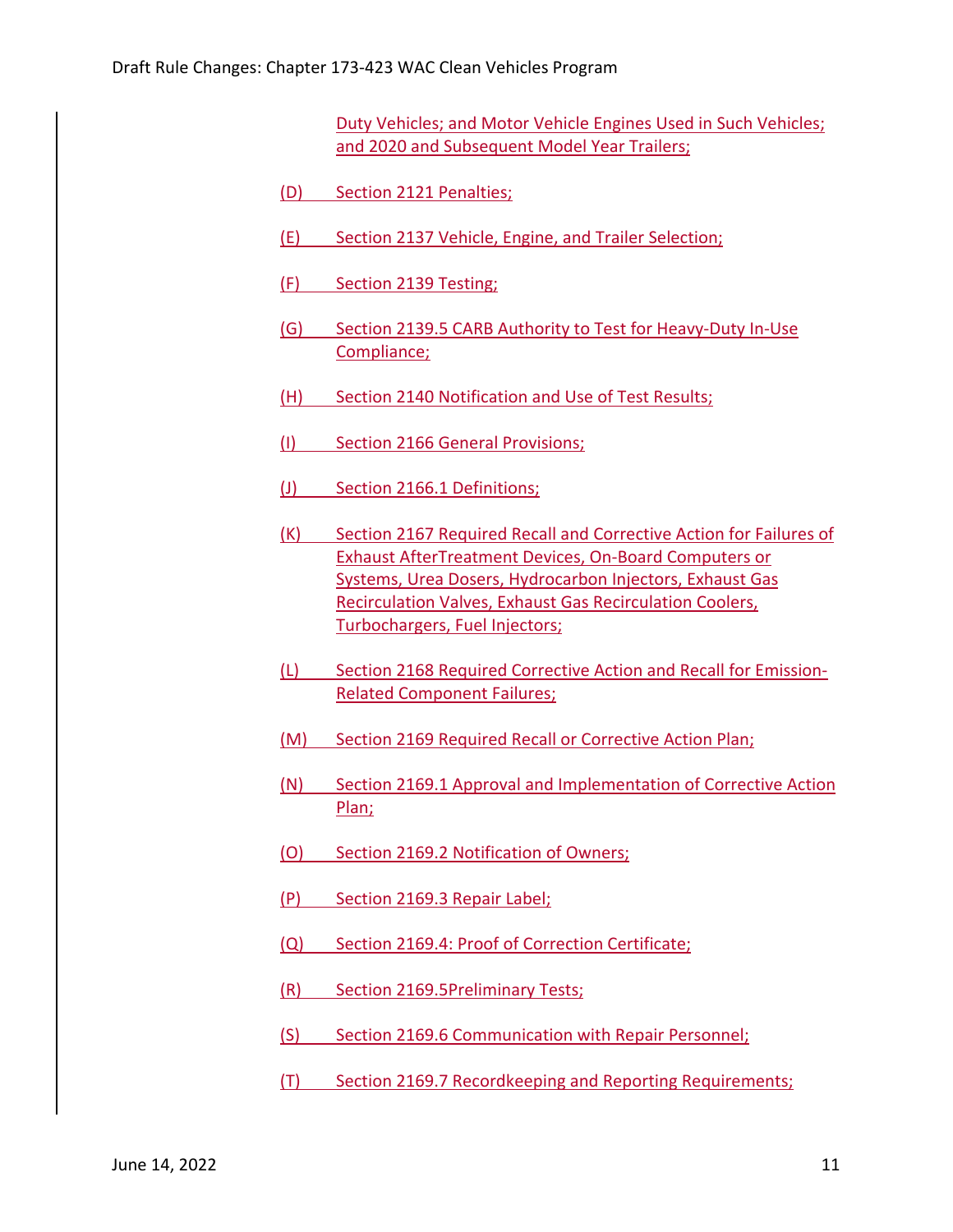Duty Vehicles; and Motor Vehicle Engines Used in Such Vehicles; and 2020 and Subsequent Model Year Trailers;

(D) Section 2121 Penalties;

(E) Section 2137 Vehicle, Engine, and Trailer Selection;

(F) Section 2139 Testing;

(G) Section 2139.5 CARB Authority to Test for Heavy-Duty In-Use Compliance;

(H) Section 2140 Notification and Use of Test Results;

(I) Section 2166 General Provisions;

(J) Section 2166.1 Definitions;

(K) Section 2167 Required Recall and Corrective Action for Failures of Exhaust AfterTreatment Devices, On-Board Computers or Systems, Urea Dosers, Hydrocarbon Injectors, Exhaust Gas Recirculation Valves, Exhaust Gas Recirculation Coolers, Turbochargers, Fuel Injectors;

(L) Section 2168 Required Corrective Action and Recall for Emission-Related Component Failures;

(M) Section 2169 Required Recall or Corrective Action Plan;

(N) Section 2169.1 Approval and Implementation of Corrective Action Plan;

(O) Section 2169.2 Notification of Owners;

(P) Section 2169.3 Repair Label;

(Q) Section 2169.4: Proof of Correction Certificate;

(R) Section 2169.5Preliminary Tests;

(S) Section 2169.6 Communication with Repair Personnel;

(T) Section 2169.7 Recordkeeping and Reporting Requirements;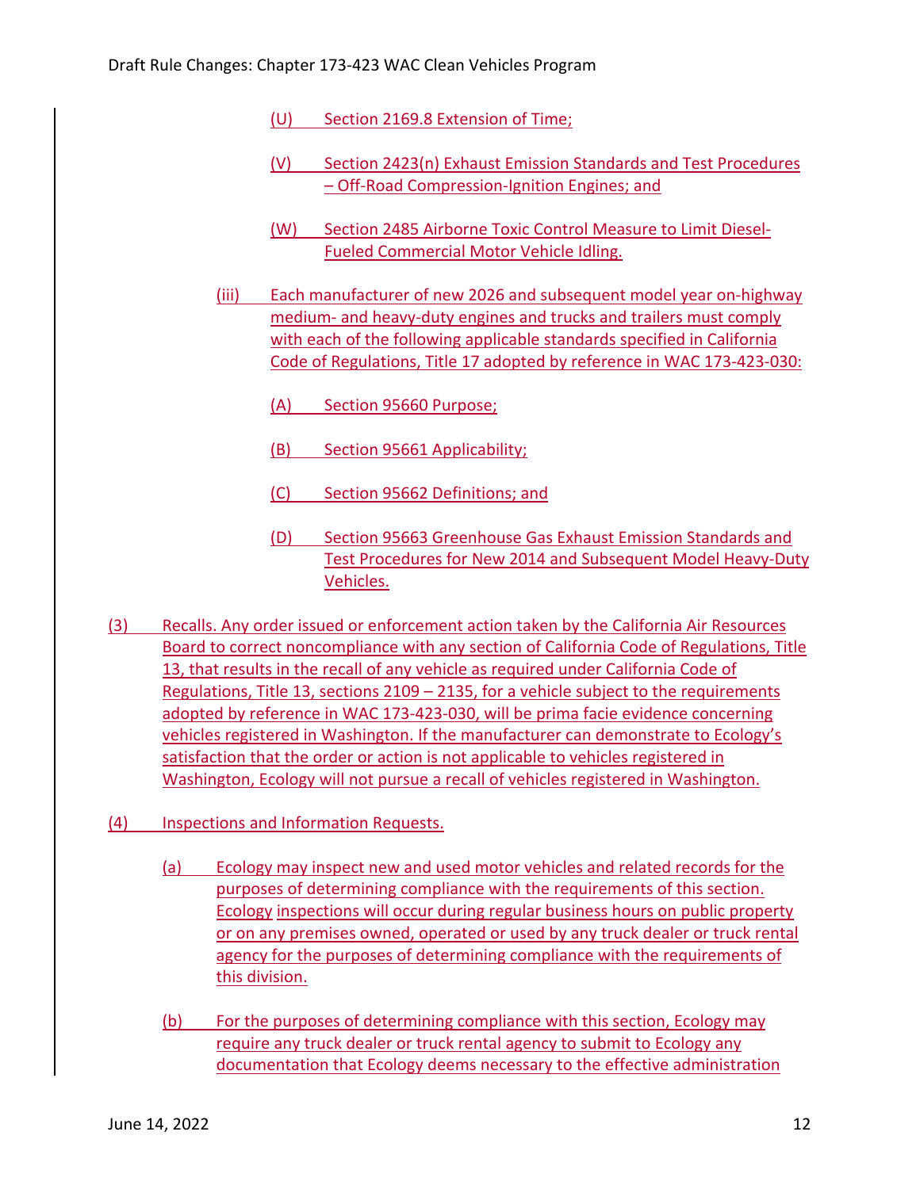(U) Section 2169.8 Extension of Time;

(V) Section 2423(n) Exhaust Emission Standards and Test Procedures – Off-Road Compression-Ignition Engines; and

(W) Section 2485 Airborne Toxic Control Measure to Limit Diesel-Fueled Commercial Motor Vehicle Idling.

(iii) Each manufacturer of new 2026 and subsequent model year on-highway medium- and heavy-duty engines and trucks and trailers must comply with each of the following applicable standards specified in California Code of Regulations, Title 17 adopted by reference in WAC 173-423-030:

(A) Section 95660 Purpose;

(B) Section 95661 Applicability;

(C) Section 95662 Definitions; and

(D) Section 95663 Greenhouse Gas Exhaust Emission Standards and Test Procedures for New 2014 and Subsequent Model Heavy-Duty Vehicles.

(3) Recalls. Any order issued or enforcement action taken by the California Air Resources Board to correct noncompliance with any section of California Code of Regulations, Title 13, that results in the recall of any vehicle as required under California Code of Regulations, Title 13, sections 2109 – 2135, for a vehicle subject to the requirements adopted by reference in WAC 173-423-030, will be prima facie evidence concerning vehicles registered in Washington. If the manufacturer can demonstrate to Ecology's satisfaction that the order or action is not applicable to vehicles registered in Washington, Ecology will not pursue a recall of vehicles registered in Washington.

(4) Inspections and Information Requests.

(a) Ecology may inspect new and used motor vehicles and related records for the purposes of determining compliance with the requirements of this section. Ecology inspections will occur during regular business hours on public property or on any premises owned, operated or used by any truck dealer or truck rental agency for the purposes of determining compliance with the requirements of this division.

(b) For the purposes of determining compliance with this section, Ecology may require any truck dealer or truck rental agency to submit to Ecology any documentation that Ecology deems necessary to the effective administration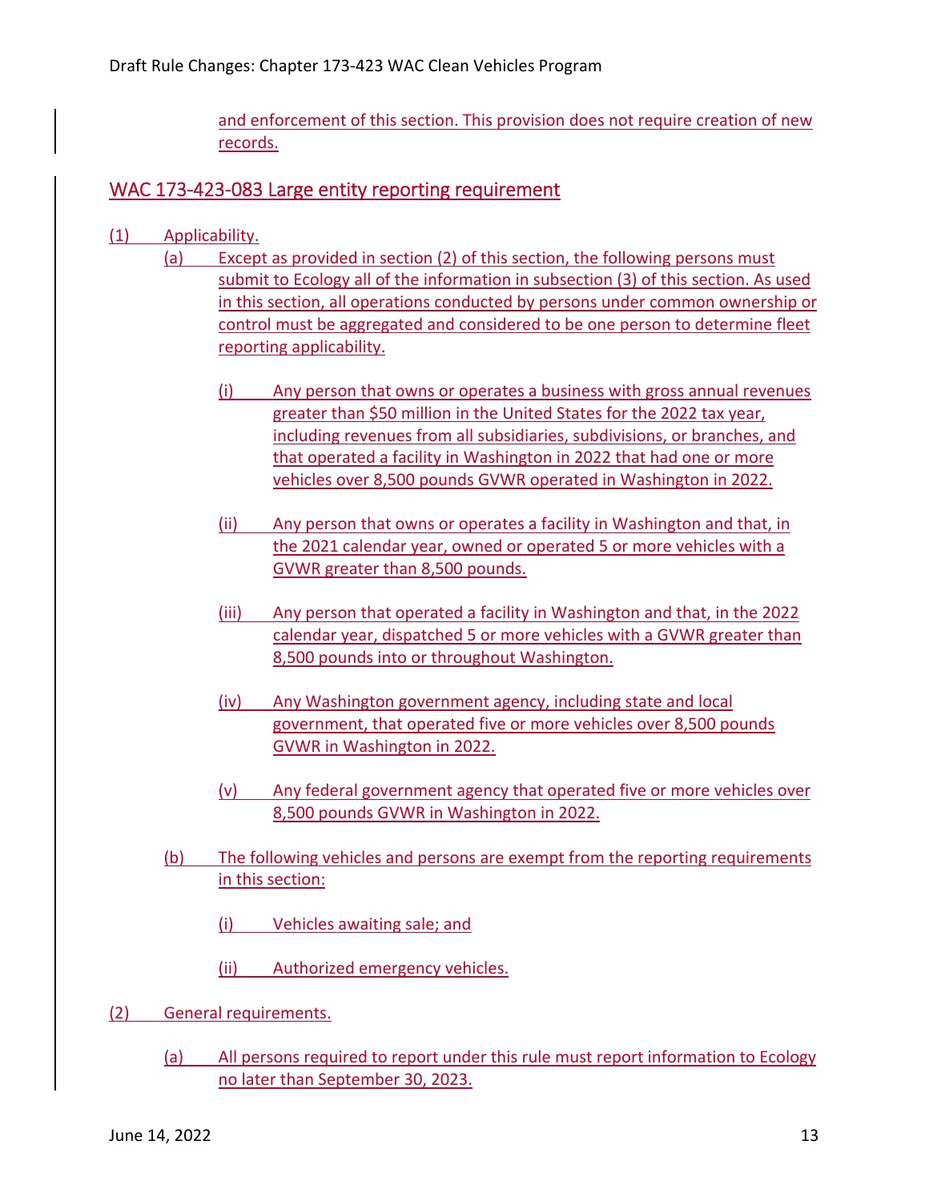and enforcement of this section. This provision does not require creation of new records.

## WAC 173-423-083 Large entity reporting requirement

(1) Applicability.

(a) Except as provided in section (2) of this section, the following persons must submit to Ecology all of the information in subsection (3) of this section. As used in this section, all operations conducted by persons under common ownership or control must be aggregated and considered to be one person to determine fleet reporting applicability.

(i) Any person that owns or operates a business with gross annual revenues greater than $50 million in the United States for the 2022 tax year, including revenues from all subsidiaries, subdivisions, or branches, and that operated a facility in Washington in 2022 that had one or more vehicles over 8,500 pounds GVWR operated in Washington in 2022.

(ii) Any person that owns or operates a facility in Washington and that, in the 2021 calendar year, owned or operated 5 or more vehicles with a GVWR greater than 8,500 pounds.

(iii) Any person that operated a facility in Washington and that, in the 2022 calendar year, dispatched 5 or more vehicles with a GVWR greater than 8,500 pounds into or throughout Washington.

(iv) Any Washington government agency, including state and local government, that operated five or more vehicles over 8,500 pounds GVWR in Washington in 2022.

(v) Any federal government agency that operated five or more vehicles over 8,500 pounds GVWR in Washington in 2022.

(b) The following vehicles and persons are exempt from the reporting requirements in this section:

(i) Vehicles awaiting sale; and

(ii) Authorized emergency vehicles.

(2) General requirements.

(a) All persons required to report under this rule must report information to Ecology no later than September 30, 2023.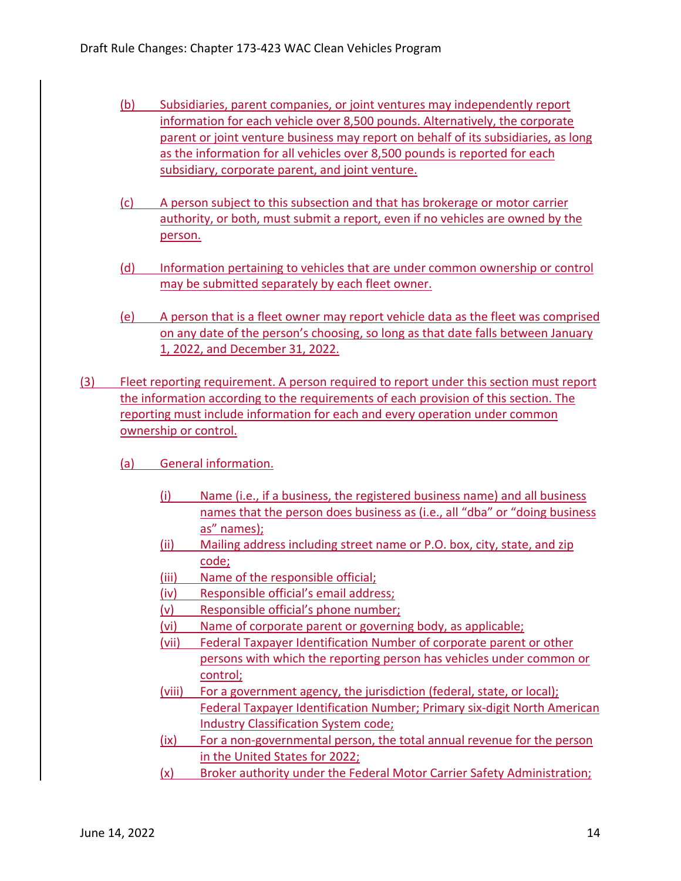(b) Subsidiaries, parent companies, or joint ventures may independently report information for each vehicle over 8,500 pounds. Alternatively, the corporate parent or joint venture business may report on behalf of its subsidiaries, as long as the information for all vehicles over 8,500 pounds is reported for each subsidiary, corporate parent, and joint venture.

(c) A person subject to this subsection and that has brokerage or motor carrier authority, or both, must submit a report, even if no vehicles are owned by the person.

(d) Information pertaining to vehicles that are under common ownership or control may be submitted separately by each fleet owner.

(e) A person that is a fleet owner may report vehicle data as the fleet was comprised on any date of the person's choosing, so long as that date falls between January 1, 2022, and December 31, 2022.

(3) Fleet reporting requirement. A person required to report under this section must report the information according to the requirements of each provision of this section. The reporting must include information for each and every operation under common ownership or control.

(a) General information.

(i) Name (i.e., if a business, the registered business name) and all business names that the person does business as (i.e., all "dba" or "doing business as" names);
(ii) Mailing address including street name or P.O. box, city, state, and zip code;
(iii) Name of the responsible official;
(iv) Responsible official's email address;
(v) Responsible official's phone number;
(vi) Name of corporate parent or governing body, as applicable;
(vii) Federal Taxpayer Identification Number of corporate parent or other persons with which the reporting person has vehicles under common or control;
(viii) For a government agency, the jurisdiction (federal, state, or local); Federal Taxpayer Identification Number; Primary six-digit North American Industry Classification System code;
(ix) For a non-governmental person, the total annual revenue for the person in the United States for 2022;
(x) Broker authority under the Federal Motor Carrier Safety Administration;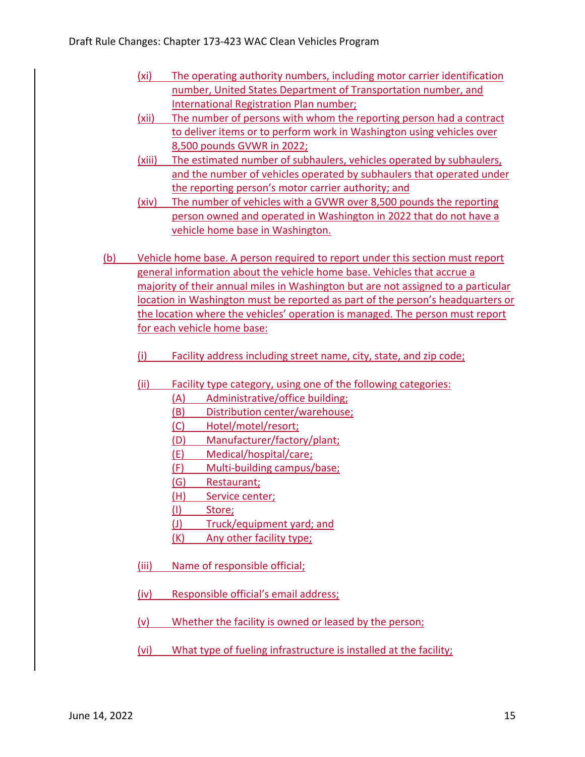(xi) The operating authority numbers, including motor carrier identification number, United States Department of Transportation number, and International Registration Plan number;

(xii) The number of persons with whom the reporting person had a contract to deliver items or to perform work in Washington using vehicles over 8,500 pounds GVWR in 2022;

(xiii) The estimated number of subhaulers, vehicles operated by subhaulers, and the number of vehicles operated by subhaulers that operated under the reporting person's motor carrier authority; and

(xiv) The number of vehicles with a GVWR over 8,500 pounds the reporting person owned and operated in Washington in 2022 that do not have a vehicle home base in Washington.

(b) Vehicle home base. A person required to report under this section must report general information about the vehicle home base. Vehicles that accrue a majority of their annual miles in Washington but are not assigned to a particular location in Washington must be reported as part of the person's headquarters or the location where the vehicles' operation is managed. The person must report for each vehicle home base:

(i) Facility address including street name, city, state, and zip code;

(ii) Facility type category, using one of the following categories:
- (A) Administrative/office building;
- (B) Distribution center/warehouse;
- (C) Hotel/motel/resort;
- (D) Manufacturer/factory/plant;
- (E) Medical/hospital/care;
- (F) Multi-building campus/base;
- (G) Restaurant;
- (H) Service center;
- (I) Store;
- (J) Truck/equipment yard; and
- (K) Any other facility type;

(iii) Name of responsible official;

(iv) Responsible official's email address;

(v) Whether the facility is owned or leased by the person;

(vi) What type of fueling infrastructure is installed at the facility;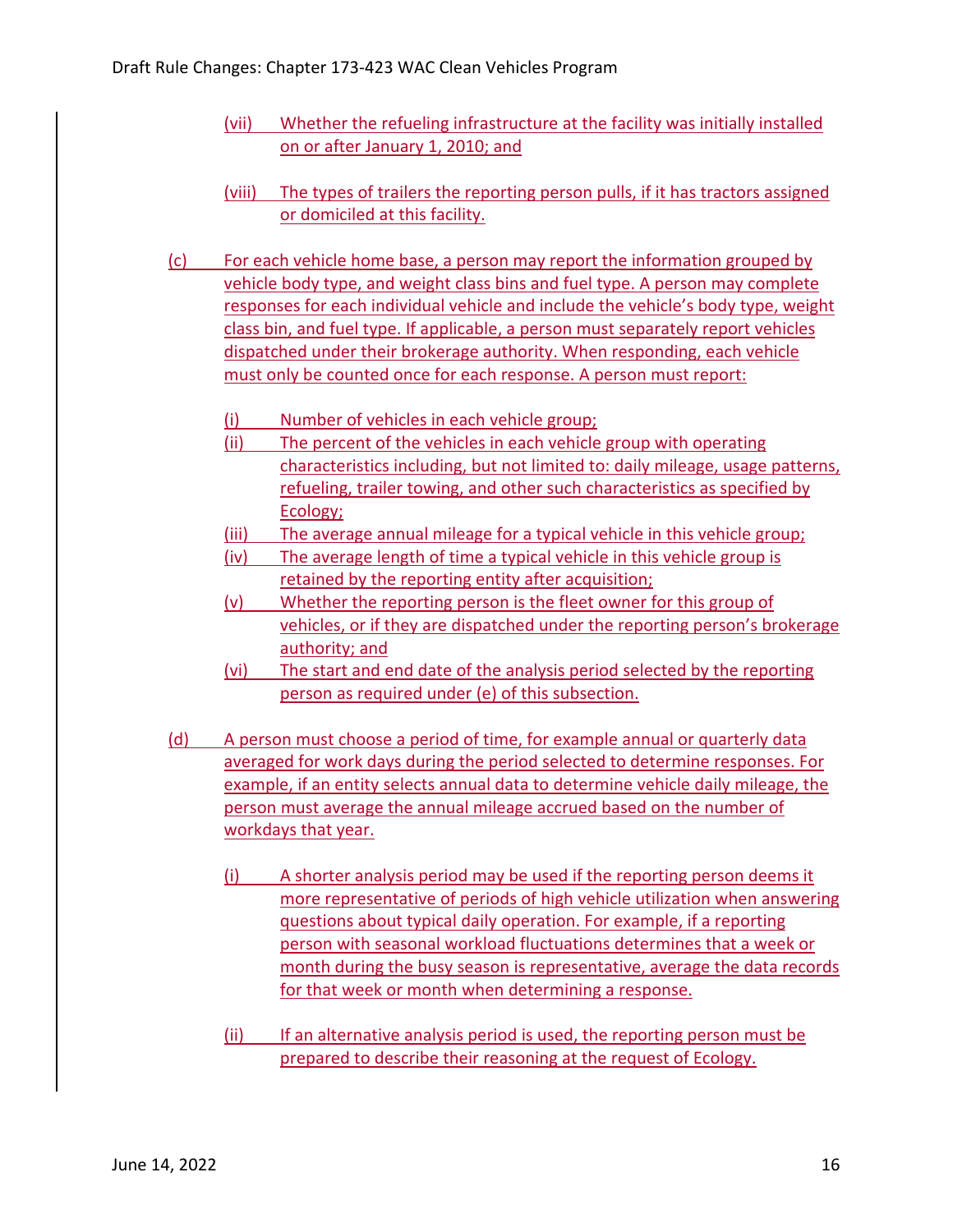(vii) Whether the refueling infrastructure at the facility was initially installed on or after January 1, 2010; and

(viii) The types of trailers the reporting person pulls, if it has tractors assigned or domiciled at this facility.

(c) For each vehicle home base, a person may report the information grouped by vehicle body type, and weight class bins and fuel type. A person may complete responses for each individual vehicle and include the vehicle's body type, weight class bin, and fuel type. If applicable, a person must separately report vehicles dispatched under their brokerage authority. When responding, each vehicle must only be counted once for each response. A person must report:

(i) Number of vehicles in each vehicle group;

(ii) The percent of the vehicles in each vehicle group with operating characteristics including, but not limited to: daily mileage, usage patterns, refueling, trailer towing, and other such characteristics as specified by Ecology;

(iii) The average annual mileage for a typical vehicle in this vehicle group;

(iv) The average length of time a typical vehicle in this vehicle group is retained by the reporting entity after acquisition;

(v) Whether the reporting person is the fleet owner for this group of vehicles, or if they are dispatched under the reporting person's brokerage authority; and

(vi) The start and end date of the analysis period selected by the reporting person as required under (e) of this subsection.

(d) A person must choose a period of time, for example annual or quarterly data averaged for work days during the period selected to determine responses. For example, if an entity selects annual data to determine vehicle daily mileage, the person must average the annual mileage accrued based on the number of workdays that year.

(i) A shorter analysis period may be used if the reporting person deems it more representative of periods of high vehicle utilization when answering questions about typical daily operation. For example, if a reporting person with seasonal workload fluctuations determines that a week or month during the busy season is representative, average the data records for that week or month when determining a response.

(ii) If an alternative analysis period is used, the reporting person must be prepared to describe their reasoning at the request of Ecology.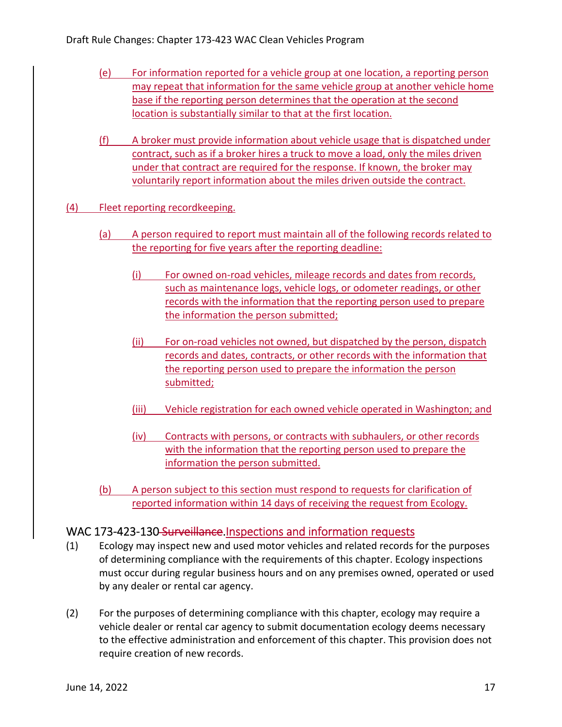(e) For information reported for a vehicle group at one location, a reporting person may repeat that information for the same vehicle group at another vehicle home base if the reporting person determines that the operation at the second location is substantially similar to that at the first location.

(f) A broker must provide information about vehicle usage that is dispatched under contract, such as if a broker hires a truck to move a load, only the miles driven under that contract are required for the response. If known, the broker may voluntarily report information about the miles driven outside the contract.

(4) Fleet reporting recordkeeping.

(a) A person required to report must maintain all of the following records related to the reporting for five years after the reporting deadline:

(i) For owned on-road vehicles, mileage records and dates from records, such as maintenance logs, vehicle logs, or odometer readings, or other records with the information that the reporting person used to prepare the information the person submitted;

(ii) For on-road vehicles not owned, but dispatched by the person, dispatch records and dates, contracts, or other records with the information that the reporting person used to prepare the information the person submitted;

(iii) Vehicle registration for each owned vehicle operated in Washington; and

(iv) Contracts with persons, or contracts with subhaulers, or other records with the information that the reporting person used to prepare the information the person submitted.

(b) A person subject to this section must respond to requests for clarification of reported information within 14 days of receiving the request from Ecology.

## WAC 173-423-130 ~~Surveillance.~~Inspections and information requests

(1) Ecology may inspect new and used motor vehicles and related records for the purposes of determining compliance with the requirements of this chapter. Ecology inspections must occur during regular business hours and on any premises owned, operated or used by any dealer or rental car agency.

(2) For the purposes of determining compliance with this chapter, ecology may require a vehicle dealer or rental car agency to submit documentation ecology deems necessary to the effective administration and enforcement of this chapter. This provision does not require creation of new records.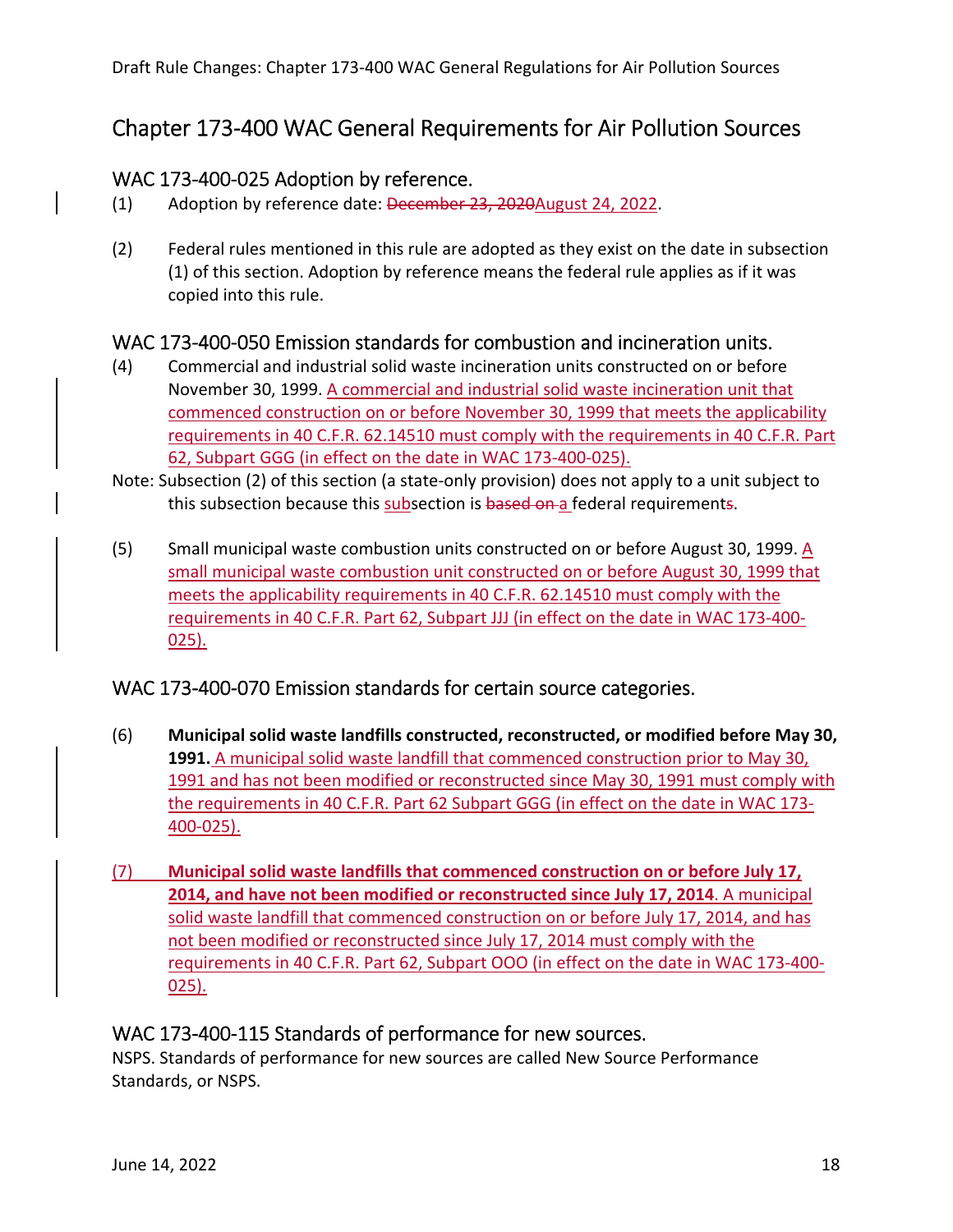# Chapter 173-400 WAC General Requirements for Air Pollution Sources

## WAC 173-400-025 Adoption by reference.

(1) Adoption by reference date: ~~December 23, 2020~~August 24, 2022.

(2) Federal rules mentioned in this rule are adopted as they exist on the date in subsection (1) of this section. Adoption by reference means the federal rule applies as if it was copied into this rule.

## WAC 173-400-050 Emission standards for combustion and incineration units.

(4) Commercial and industrial solid waste incineration units constructed on or before November 30, 1999. A commercial and industrial solid waste incineration unit that commenced construction on or before November 30, 1999 that meets the applicability requirements in 40 C.F.R. 62.14510 must comply with the requirements in 40 C.F.R. Part 62, Subpart GGG (in effect on the date in WAC 173-400-025).

Note: Subsection (2) of this section (a state-only provision) does not apply to a unit subject to this subsection because this subsection is ~~based on~~ a federal requirement~~s~~.

(5) Small municipal waste combustion units constructed on or before August 30, 1999. A small municipal waste combustion unit constructed on or before August 30, 1999 that meets the applicability requirements in 40 C.F.R. 62.14510 must comply with the requirements in 40 C.F.R. Part 62, Subpart JJJ (in effect on the date in WAC 173-400-025).

## WAC 173-400-070 Emission standards for certain source categories.

(6) **Municipal solid waste landfills constructed, reconstructed, or modified before May 30, 1991.** A municipal solid waste landfill that commenced construction prior to May 30, 1991 and has not been modified or reconstructed since May 30, 1991 must comply with the requirements in 40 C.F.R. Part 62 Subpart GGG (in effect on the date in WAC 173-400-025).

(7) **Municipal solid waste landfills that commenced construction on or before July 17, 2014, and have not been modified or reconstructed since July 17, 2014**. A municipal solid waste landfill that commenced construction on or before July 17, 2014, and has not been modified or reconstructed since July 17, 2014 must comply with the requirements in 40 C.F.R. Part 62, Subpart OOO (in effect on the date in WAC 173-400-025).

## WAC 173-400-115 Standards of performance for new sources.

NSPS. Standards of performance for new sources are called New Source Performance Standards, or NSPS.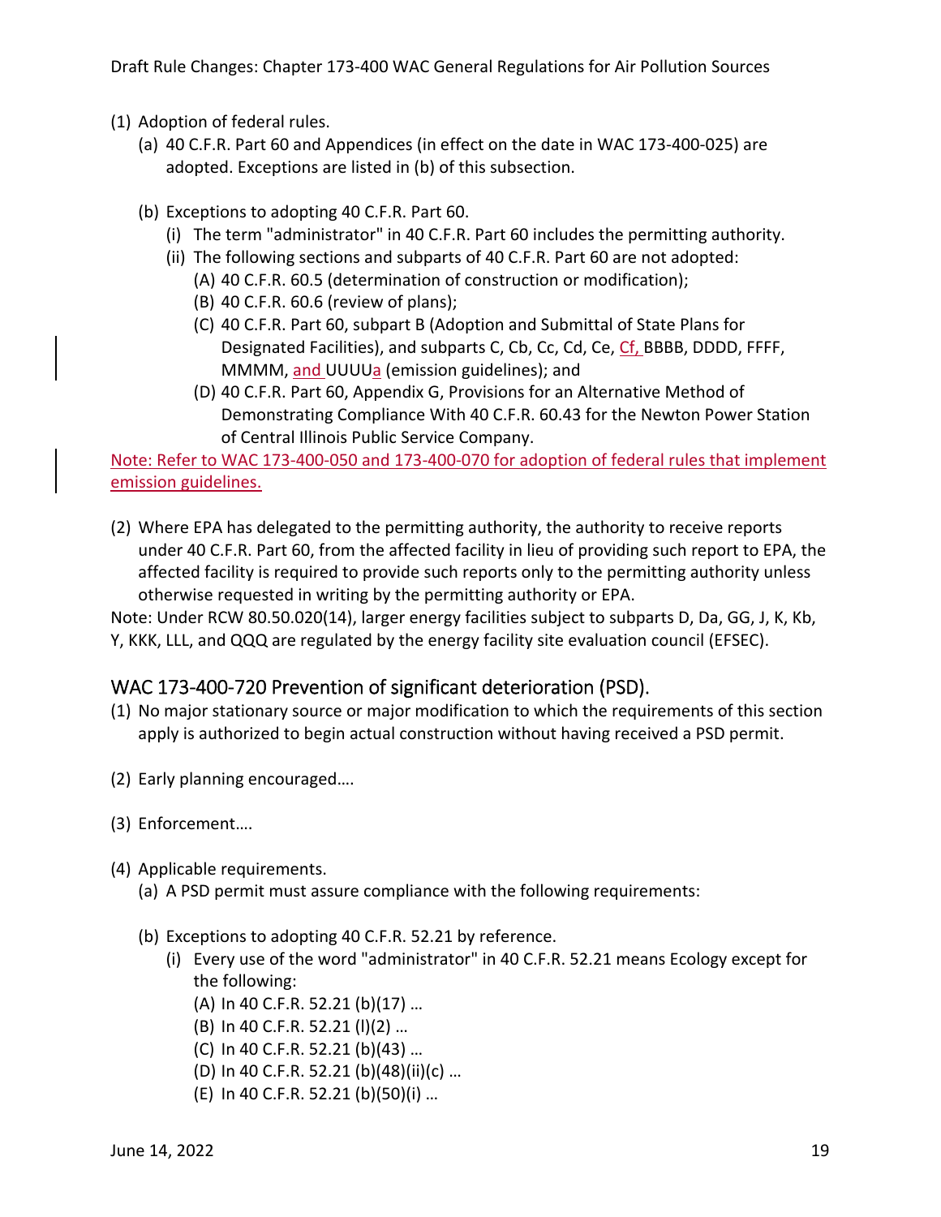(1) Adoption of federal rules.

(a) 40 C.F.R. Part 60 and Appendices (in effect on the date in WAC 173-400-025) are adopted. Exceptions are listed in (b) of this subsection.

(b) Exceptions to adopting 40 C.F.R. Part 60.

(i) The term "administrator" in 40 C.F.R. Part 60 includes the permitting authority.

(ii) The following sections and subparts of 40 C.F.R. Part 60 are not adopted:

(A) 40 C.F.R. 60.5 (determination of construction or modification);

(B) 40 C.F.R. 60.6 (review of plans);

(C) 40 C.F.R. Part 60, subpart B (Adoption and Submittal of State Plans for Designated Facilities), and subparts C, Cb, Cc, Cd, Ce, Cf, BBBB, DDDD, FFFF, MMMM, and UUUUa (emission guidelines); and

(D) 40 C.F.R. Part 60, Appendix G, Provisions for an Alternative Method of Demonstrating Compliance With 40 C.F.R. 60.43 for the Newton Power Station of Central Illinois Public Service Company.

Note: Refer to WAC 173-400-050 and 173-400-070 for adoption of federal rules that implement emission guidelines.

(2) Where EPA has delegated to the permitting authority, the authority to receive reports under 40 C.F.R. Part 60, from the affected facility in lieu of providing such report to EPA, the affected facility is required to provide such reports only to the permitting authority unless otherwise requested in writing by the permitting authority or EPA.

Note: Under RCW 80.50.020(14), larger energy facilities subject to subparts D, Da, GG, J, K, Kb, Y, KKK, LLL, and QQQ are regulated by the energy facility site evaluation council (EFSEC).

## WAC 173-400-720 Prevention of significant deterioration (PSD).

(1) No major stationary source or major modification to which the requirements of this section apply is authorized to begin actual construction without having received a PSD permit.

(2) Early planning encouraged….

(3) Enforcement….

(4) Applicable requirements.

(a) A PSD permit must assure compliance with the following requirements:

(b) Exceptions to adopting 40 C.F.R. 52.21 by reference.

(i) Every use of the word "administrator" in 40 C.F.R. 52.21 means Ecology except for the following:

(A) In 40 C.F.R. 52.21 (b)(17) …

(B) In 40 C.F.R. 52.21 (l)(2) …

(C) In 40 C.F.R. 52.21 (b)(43) …

(D) In 40 C.F.R. 52.21 (b)(48)(ii)(c) …

(E) In 40 C.F.R. 52.21 (b)(50)(i) …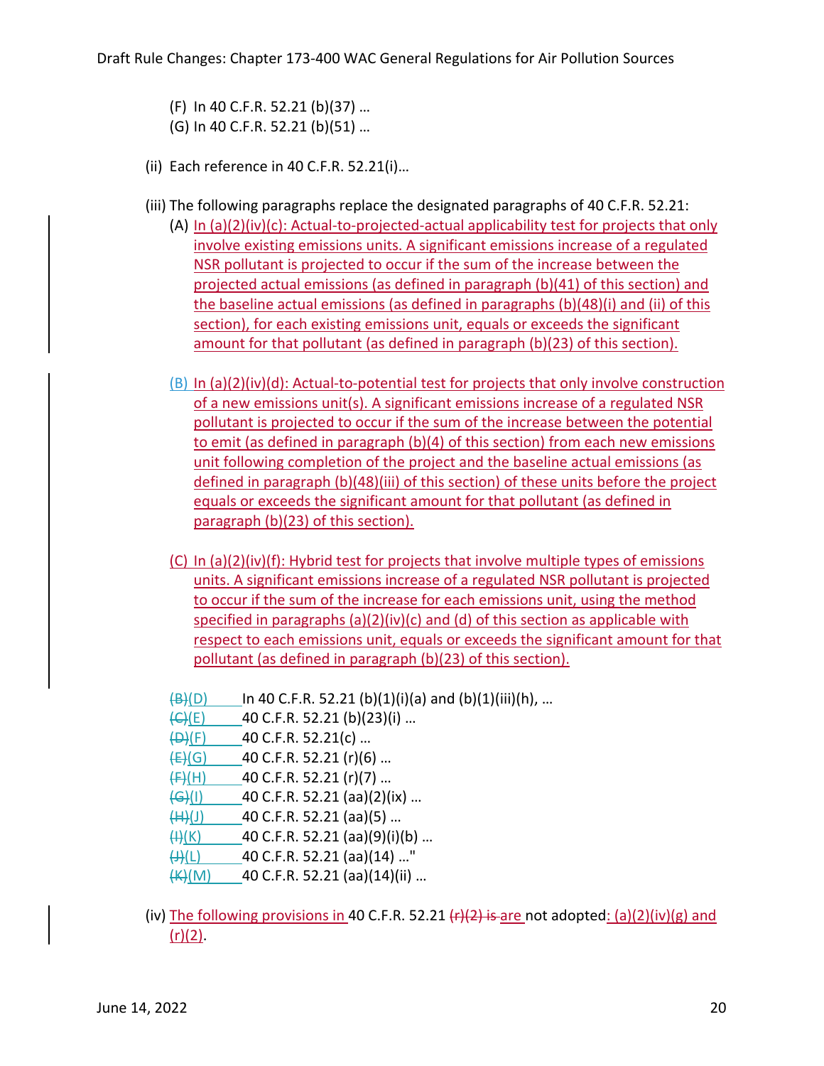(F) In 40 C.F.R. 52.21 (b)(37) …
(G) In 40 C.F.R. 52.21 (b)(51) …

(ii) Each reference in 40 C.F.R. 52.21(i)…

(iii) The following paragraphs replace the designated paragraphs of 40 C.F.R. 52.21:

(A) In (a)(2)(iv)(c): Actual-to-projected-actual applicability test for projects that only involve existing emissions units. A significant emissions increase of a regulated NSR pollutant is projected to occur if the sum of the increase between the projected actual emissions (as defined in paragraph (b)(41) of this section) and the baseline actual emissions (as defined in paragraphs (b)(48)(i) and (ii) of this section), for each existing emissions unit, equals or exceeds the significant amount for that pollutant (as defined in paragraph (b)(23) of this section).

(B) In (a)(2)(iv)(d): Actual-to-potential test for projects that only involve construction of a new emissions unit(s). A significant emissions increase of a regulated NSR pollutant is projected to occur if the sum of the increase between the potential to emit (as defined in paragraph (b)(4) of this section) from each new emissions unit following completion of the project and the baseline actual emissions (as defined in paragraph (b)(48)(iii) of this section) of these units before the project equals or exceeds the significant amount for that pollutant (as defined in paragraph (b)(23) of this section).

(C) In (a)(2)(iv)(f): Hybrid test for projects that involve multiple types of emissions units. A significant emissions increase of a regulated NSR pollutant is projected to occur if the sum of the increase for each emissions unit, using the method specified in paragraphs (a)(2)(iv)(c) and (d) of this section as applicable with respect to each emissions unit, equals or exceeds the significant amount for that pollutant (as defined in paragraph (b)(23) of this section).

~~(B)~~(D) In 40 C.F.R. 52.21 (b)(1)(i)(a) and (b)(1)(iii)(h), …
~~(C)~~(E) 40 C.F.R. 52.21 (b)(23)(i) …
~~(D)~~(F) 40 C.F.R. 52.21(c) …
~~(E)~~(G) 40 C.F.R. 52.21 (r)(6) …
~~(F)~~(H) 40 C.F.R. 52.21 (r)(7) …
~~(G)~~(I) 40 C.F.R. 52.21 (aa)(2)(ix) …
~~(H)~~(J) 40 C.F.R. 52.21 (aa)(5) …
~~(I)~~(K) 40 C.F.R. 52.21 (aa)(9)(i)(b) …
~~(J)~~(L) 40 C.F.R. 52.21 (aa)(14) …"
~~(K)~~(M) 40 C.F.R. 52.21 (aa)(14)(ii) …

(iv) The following provisions in 40 C.F.R. 52.21 ~~(r)(2) is~~ are not adopted: (a)(2)(iv)(g) and (r)(2).